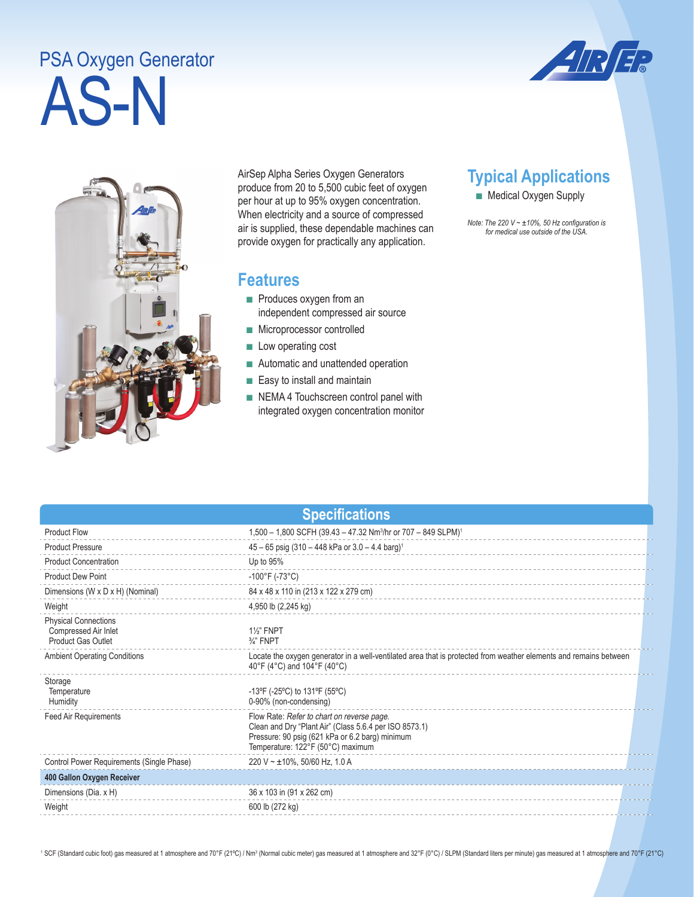# PSA Oxygen Generator

# AS-N

AirSep Alpha Series Oxygen Generators produce from 20 to 5,500 cubic feet of oxygen per hour at up to 95% oxygen concentration. When electricity and a source of compressed air is supplied, these dependable machines can provide oxygen for practically any application.

## Features

- Produces oxygen from an independent compressed air source
- Microprocessor controlled
- Low operating cost
- Automatic and unattended operation
- Easy to install and maintain
- NEMA 4 Touchscreen control panel with integrated oxygen concentration monitor

## Typical Applications

- Medical Oxygen Supply

*Note: The 220 V ~ ±10%, 50 Hz configuration is for medical use outside of the USA.*

## Specifications

| Specifications | |
|---|---|
| Product Flow | 1,500 – 1,800 SCFH (39.43 – 47.32 Nm³/hr or 707 – 849 SLPM)[1] |
| Product Pressure | 45 – 65 psig (310 – 448 kPa or 3.0 – 4.4 barg)[1] |
| Product Concentration | Up to 95% |
| Product Dew Point | -100°F (-73°C) |
| Dimensions (W x D x H) (Nominal) | 84 x 48 x 110 in (213 x 122 x 279 cm) |
| Weight | 4,950 lb (2,245 kg) |
| Physical Connections<br>Compressed Air Inlet<br>Product Gas Outlet | <br>1½" FNPT<br>¾" FNPT |
| Ambient Operating Conditions | Locate the oxygen generator in a well-ventilated area that is protected from weather elements and remains between 40°F (4°C) and 104°F (40°C) |
| Storage<br>Temperature<br>Humidity | <br>-13ºF (-25ºC) to 131ºF (55ºC)<br>0-90% (non-condensing) |
| Feed Air Requirements | Flow Rate: *Refer to chart on reverse page.*<br>Clean and Dry "Plant Air" (Class 5.6.4 per ISO 8573.1)<br>Pressure: 90 psig (621 kPa or 6.2 barg) minimum<br>Temperature: 122°F (50°C) maximum |
| Control Power Requirements (Single Phase) | 220 V ~ ±10%, 50/60 Hz, 1.0 A |
| **400 Gallon Oxygen Receiver** | |
| Dimensions (Dia. x H) | 36 x 103 in (91 x 262 cm) |
| Weight | 600 lb (272 kg) |

[1] SCF (Standard cubic foot) gas measured at 1 atmosphere and 70°F (21ºC) / Nm³ (Normal cubic meter) gas measured at 1 atmosphere and 32°F (0°C) / SLPM (Standard liters per minute) gas measured at 1 atmosphere and 70°F (21°C)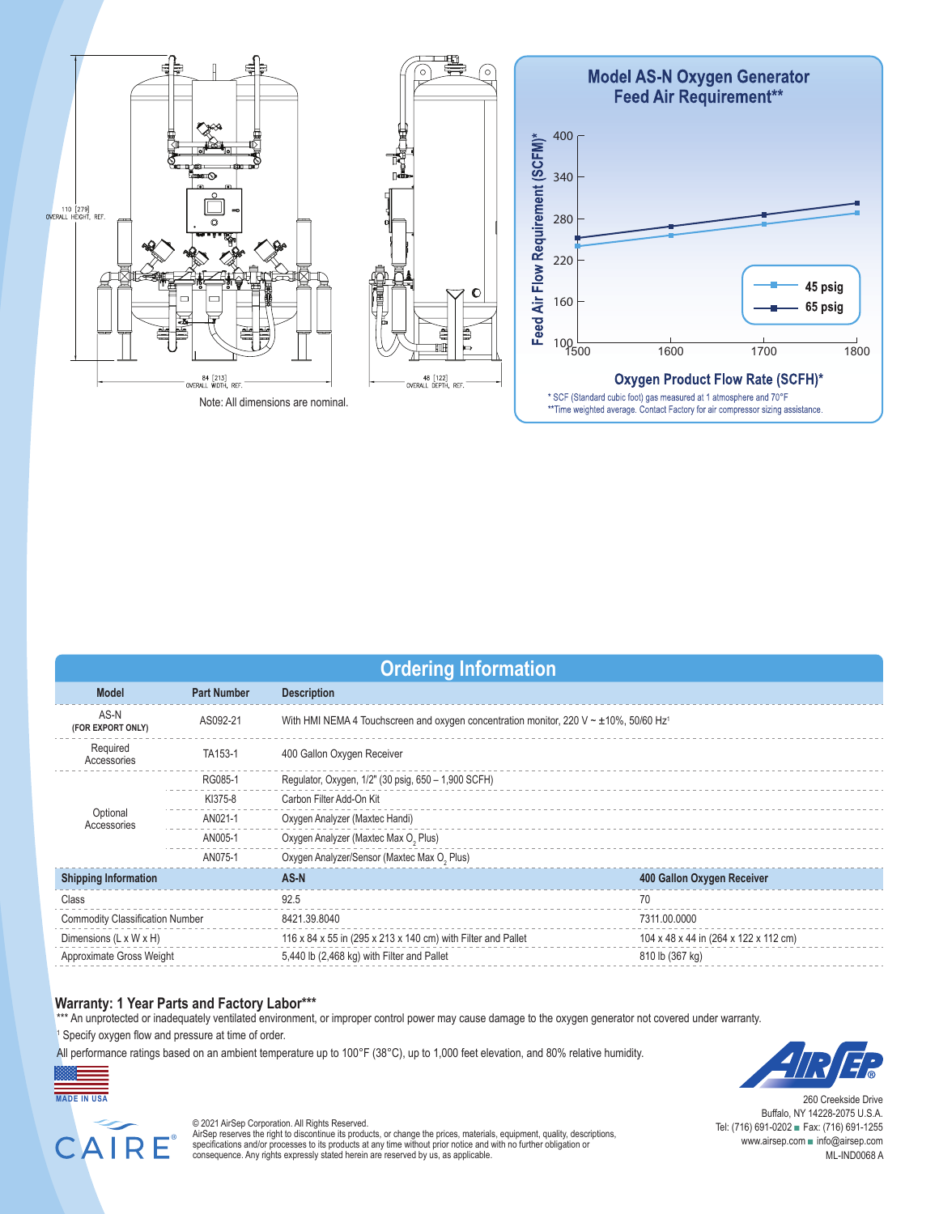110 [279]
OVERALL HEIGHT, REF.

84 [213]
OVERALL WIDTH, REF.

48 [122]
OVERALL DEPTH, REF.

Note: All dimensions are nominal.

**Model AS-N Oxygen Generator Feed Air Requirement****

Feed Air Flow Requirement (SCFM)*

400
340
280
220
160
100

1500 1600 1700 1800

Oxygen Product Flow Rate (SCFH)*

45 psig
65 psig

\* SCF (Standard cubic foot) gas measured at 1 atmosphere and 70°F
**Time weighted average. Contact Factory for air compressor sizing assistance.

## Ordering Information

| Model | Part Number | Description | |
|---|---|---|---|
| AS-N (FOR EXPORT ONLY) | AS092-21 | With HMI NEMA 4 Touchscreen and oxygen concentration monitor, 220 V ~ ±10%, 50/60 Hz[1] | |
| Required Accessories | TA153-1 | 400 Gallon Oxygen Receiver | |
| Optional Accessories | RG085-1 | Regulator, Oxygen, 1/2" (30 psig, 650 – 1,900 SCFH) | |
| | KI375-8 | Carbon Filter Add-On Kit | |
| | AN021-1 | Oxygen Analyzer (Maxtec Handi) | |
| | AN005-1 | Oxygen Analyzer (Maxtec Max $O_2$ Plus) | |
| | AN075-1 | Oxygen Analyzer/Sensor (Maxtec Max $O_2$ Plus) | |
| **Shipping Information** | | **AS-N** | **400 Gallon Oxygen Receiver** |
| Class | | 92.5 | 70 |
| Commodity Classification Number | | 8421.39.8040 | 7311.00.0000 |
| Dimensions (L x W x H) | | 116 x 84 x 55 in (295 x 213 x 140 cm) with Filter and Pallet | 104 x 48 x 44 in (264 x 122 x 112 cm) |
| Approximate Gross Weight | | 5,440 lb (2,468 kg) with Filter and Pallet | 810 lb (367 kg) |

### Warranty: 1 Year Parts and Factory Labor***

\*** An unprotected or inadequately ventilated environment, or improper control power may cause damage to the oxygen generator not covered under warranty.

[1] Specify oxygen flow and pressure at time of order.

All performance ratings based on an ambient temperature up to 100°F (38°C), up to 1,000 feet elevation, and 80% relative humidity.

MADE IN USA

CAIRE®

© 2021 AirSep Corporation. All Rights Reserved.
AirSep reserves the right to discontinue its products, or change the prices, materials, equipment, quality, descriptions, specifications and/or processes to its products at any time without prior notice and with no further obligation or consequence. Any rights expressly stated herein are reserved by us, as applicable.

AirSep®

260 Creekside Drive
Buffalo, NY 14228-2075 U.S.A.
Tel: (716) 691-0202 ■ Fax: (716) 691-1255
www.airsep.com ■ info@airsep.com
ML-IND0068 A